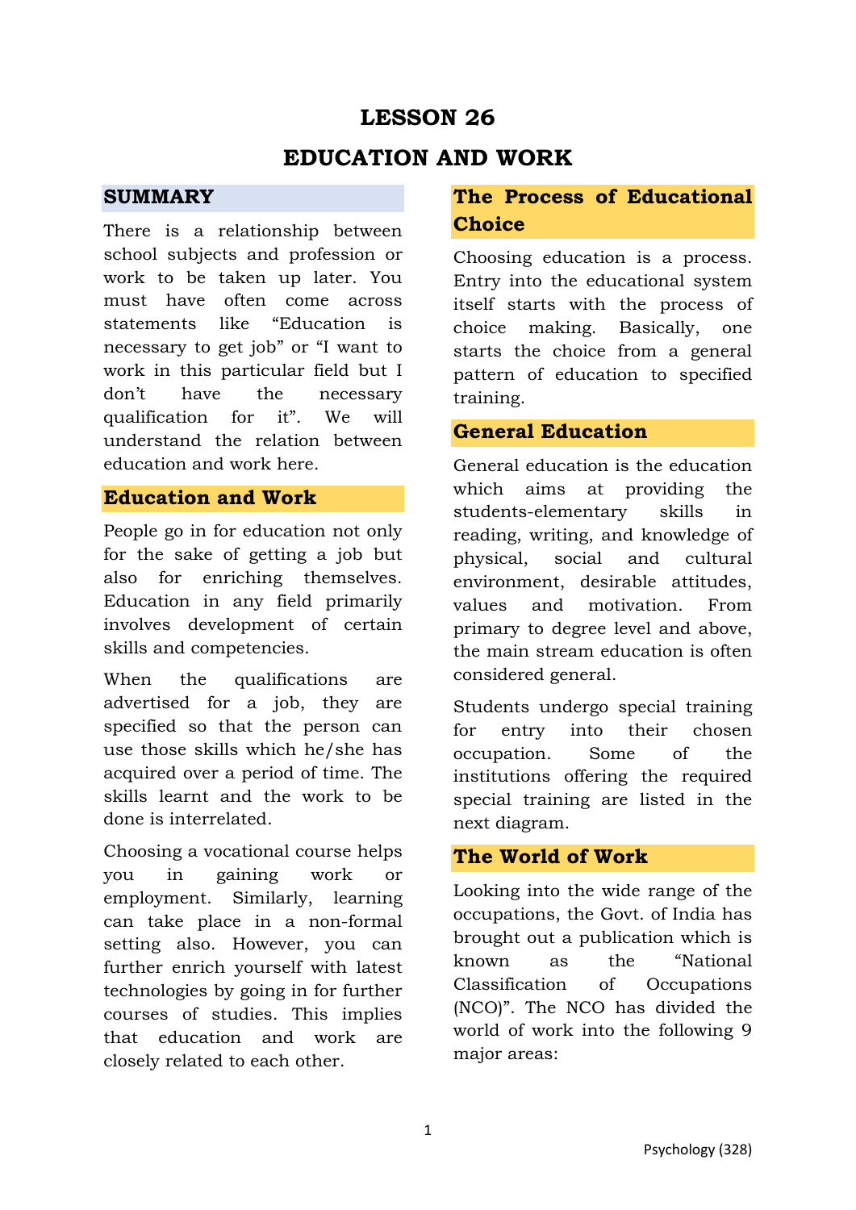# LESSON 26

# EDUCATION AND WORK

## SUMMARY

There is a relationship between school subjects and profession or work to be taken up later. You must have often come across statements like "Education is necessary to get job" or "I want to work in this particular field but I don't have the necessary qualification for it". We will understand the relation between education and work here.

## Education and Work

People go in for education not only for the sake of getting a job but also for enriching themselves. Education in any field primarily involves development of certain skills and competencies.

When the qualifications are advertised for a job, they are specified so that the person can use those skills which he/she has acquired over a period of time. The skills learnt and the work to be done is interrelated.

Choosing a vocational course helps you in gaining work or employment. Similarly, learning can take place in a non-formal setting also. However, you can further enrich yourself with latest technologies by going in for further courses of studies. This implies that education and work are closely related to each other.

## The Process of Educational Choice

Choosing education is a process. Entry into the educational system itself starts with the process of choice making. Basically, one starts the choice from a general pattern of education to specified training.

## General Education

General education is the education which aims at providing the students-elementary skills in reading, writing, and knowledge of physical, social and cultural environment, desirable attitudes, values and motivation. From primary to degree level and above, the main stream education is often considered general.

Students undergo special training for entry into their chosen occupation. Some of the institutions offering the required special training are listed in the next diagram.

## The World of Work

Looking into the wide range of the occupations, the Govt. of India has brought out a publication which is known as the "National Classification of Occupations (NCO)". The NCO has divided the world of work into the following 9 major areas: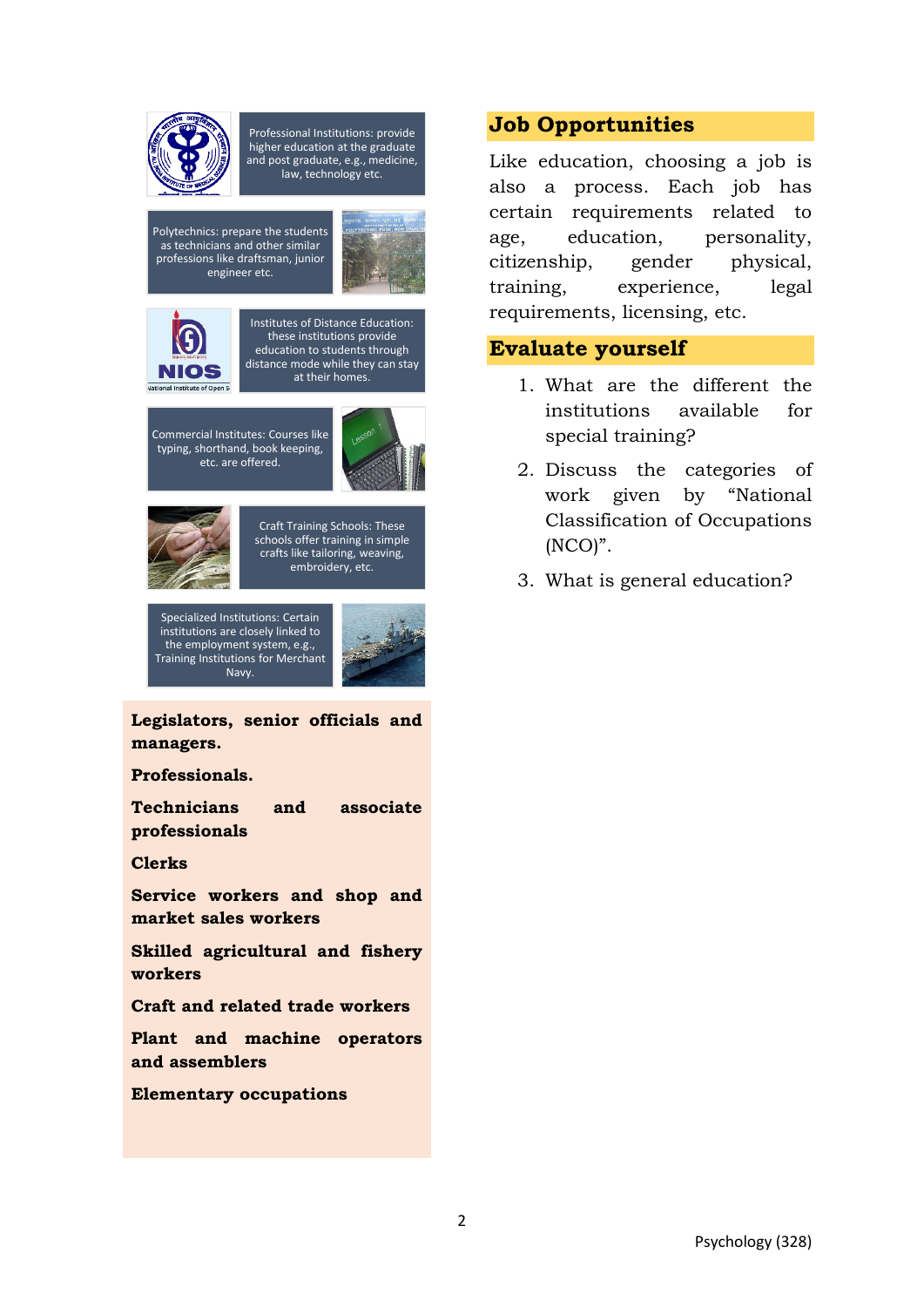Professional Institutions: provide higher education at the graduate and post graduate, e.g., medicine, law, technology etc.

Polytechnics: prepare the students as technicians and other similar professions like draftsman, junior engineer etc.

Institutes of Distance Education: these institutions provide education to students through distance mode while they can stay at their homes.

Commercial Institutes: Courses like typing, shorthand, book keeping, etc. are offered.

Craft Training Schools: These schools offer training in simple crafts like tailoring, weaving, embroidery, etc.

Specialized Institutions: Certain institutions are closely linked to the employment system, e.g., Training Institutions for Merchant Navy.

**Legislators, senior officials and managers.**

**Professionals.**

**Technicians and associate professionals**

**Clerks**

**Service workers and shop and market sales workers**

**Skilled agricultural and fishery workers**

**Craft and related trade workers**

**Plant and machine operators and assemblers**

**Elementary occupations**

## Job Opportunities

Like education, choosing a job is also a process. Each job has certain requirements related to age, education, personality, citizenship, gender physical, training, experience, legal requirements, licensing, etc.

## Evaluate yourself

1. What are the different the institutions available for special training?
2. Discuss the categories of work given by "National Classification of Occupations (NCO)".
3. What is general education?